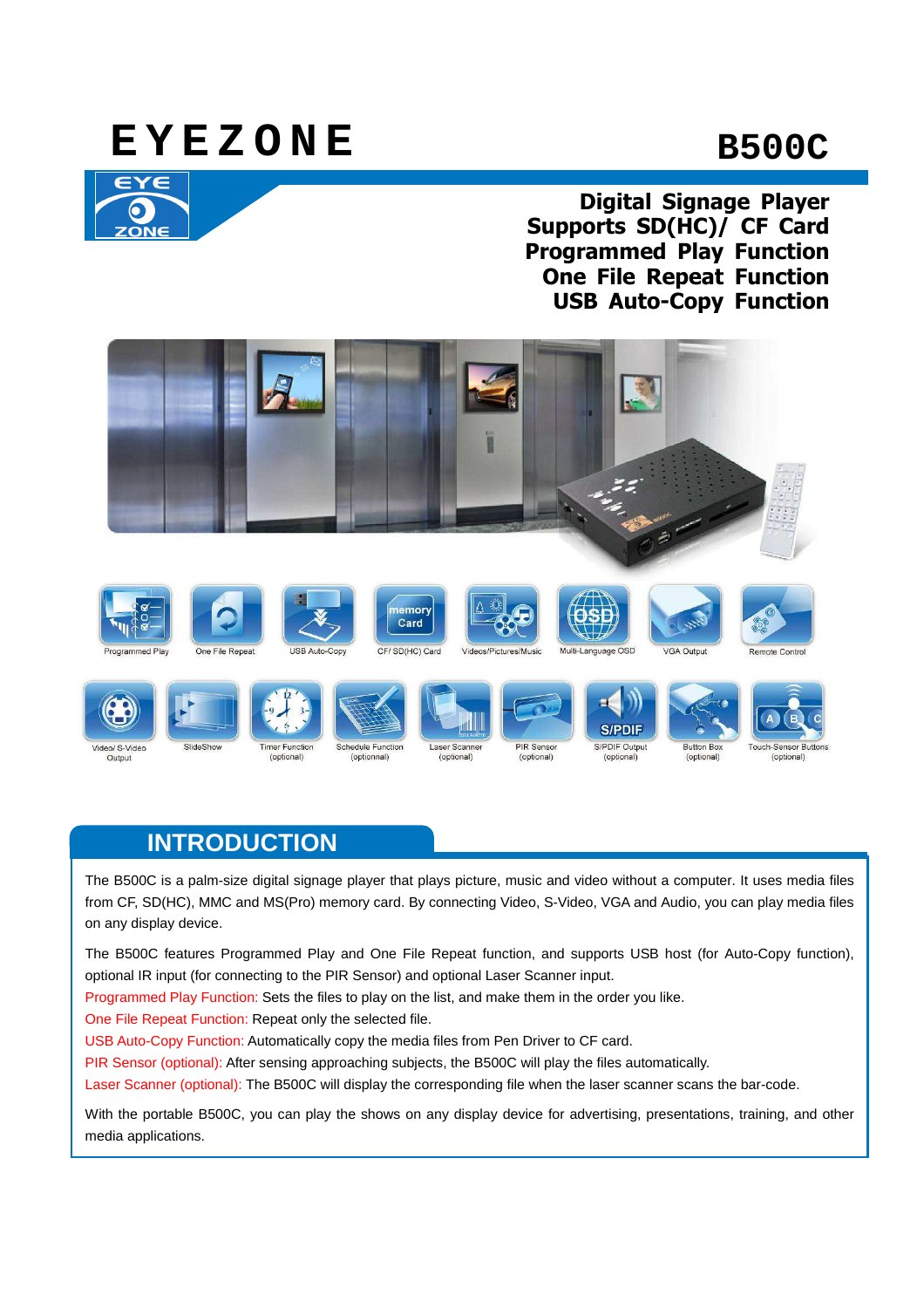# EYEZONE

# B500C

**Digital Signage Player**
**Supports SD(HC)/ CF Card**
**Programmed Play Function**
**One File Repeat Function**
**USB Auto-Copy Function**

Programmed Play | One File Repeat | USB Auto-Copy | CF/ SD(HC) Card | Videos/Pictures/Music | Multi-Language OSD | VGA Output | Remote Control

Video/ S-Video Output | SlideShow | Timer Function (optional) | Schedule Function (optionnal) | Laser Scanner (optional) | PIR Sensor (optional) | S/PDIF Output (optional) | Button Box (optional) | Touch-Sensor Buttons (optional)

## INTRODUCTION

The B500C is a palm-size digital signage player that plays picture, music and video without a computer. It uses media files from CF, SD(HC), MMC and MS(Pro) memory card. By connecting Video, S-Video, VGA and Audio, you can play media files on any display device.

The B500C features Programmed Play and One File Repeat function, and supports USB host (for Auto-Copy function), optional IR input (for connecting to the PIR Sensor) and optional Laser Scanner input.

Programmed Play Function: Sets the files to play on the list, and make them in the order you like.
One File Repeat Function: Repeat only the selected file.
USB Auto-Copy Function: Automatically copy the media files from Pen Driver to CF card.
PIR Sensor (optional): After sensing approaching subjects, the B500C will play the files automatically.
Laser Scanner (optional): The B500C will display the corresponding file when the laser scanner scans the bar-code.

With the portable B500C, you can play the shows on any display device for advertising, presentations, training, and other media applications.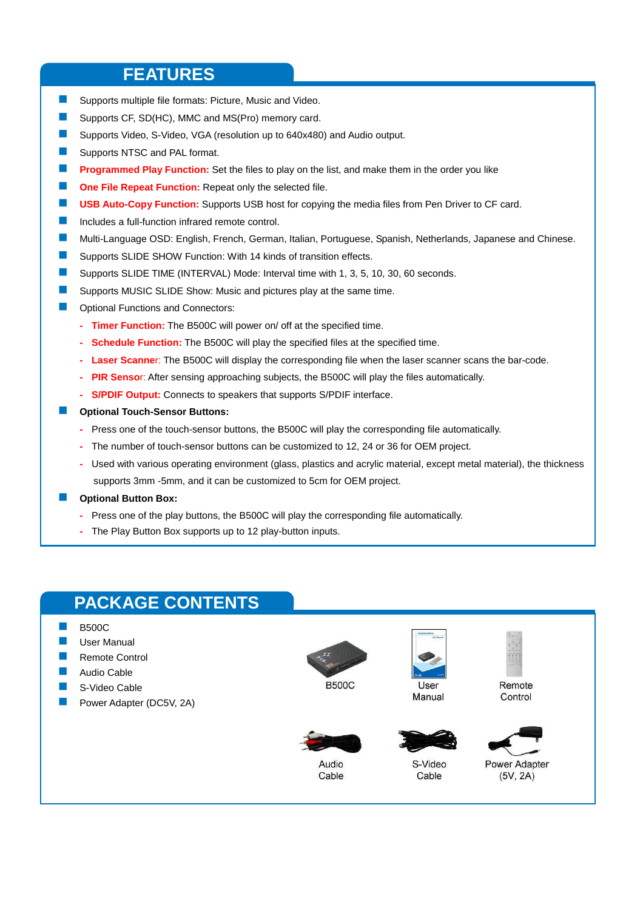## FEATURES

- Supports multiple file formats: Picture, Music and Video.
- Supports CF, SD(HC), MMC and MS(Pro) memory card.
- Supports Video, S-Video, VGA (resolution up to 640x480) and Audio output.
- Supports NTSC and PAL format.
- **Programmed Play Function:** Set the files to play on the list, and make them in the order you like
- **One File Repeat Function:** Repeat only the selected file.
- **USB Auto-Copy Function:** Supports USB host for copying the media files from Pen Driver to CF card.
- Includes a full-function infrared remote control.
- Multi-Language OSD: English, French, German, Italian, Portuguese, Spanish, Netherlands, Japanese and Chinese.
- Supports SLIDE SHOW Function: With 14 kinds of transition effects.
- Supports SLIDE TIME (INTERVAL) Mode: Interval time with 1, 3, 5, 10, 30, 60 seconds.
- Supports MUSIC SLIDE Show: Music and pictures play at the same time.
- Optional Functions and Connectors:
  - **Timer Function:** The B500C will power on/ off at the specified time.
  - **Schedule Function:** The B500C will play the specified files at the specified time.
  - **Laser Scanner**: The B500C will display the corresponding file when the laser scanner scans the bar-code.
  - **PIR Sensor**: After sensing approaching subjects, the B500C will play the files automatically.
  - **S/PDIF Output:** Connects to speakers that supports S/PDIF interface.
- **Optional Touch-Sensor Buttons:**
  - Press one of the touch-sensor buttons, the B500C will play the corresponding file automatically.
  - The number of touch-sensor buttons can be customized to 12, 24 or 36 for OEM project.
  - Used with various operating environment (glass, plastics and acrylic material, except metal material), the thickness supports 3mm -5mm, and it can be customized to 5cm for OEM project.
- **Optional Button Box:**
  - Press one of the play buttons, the B500C will play the corresponding file automatically.
  - The Play Button Box supports up to 12 play-button inputs.

## PACKAGE CONTENTS

- B500C
- User Manual
- Remote Control
- Audio Cable
- S-Video Cable
- Power Adapter (DC5V, 2A)

B500C

User Manual

Remote Control

Audio Cable

S-Video Cable

Power Adapter (5V, 2A)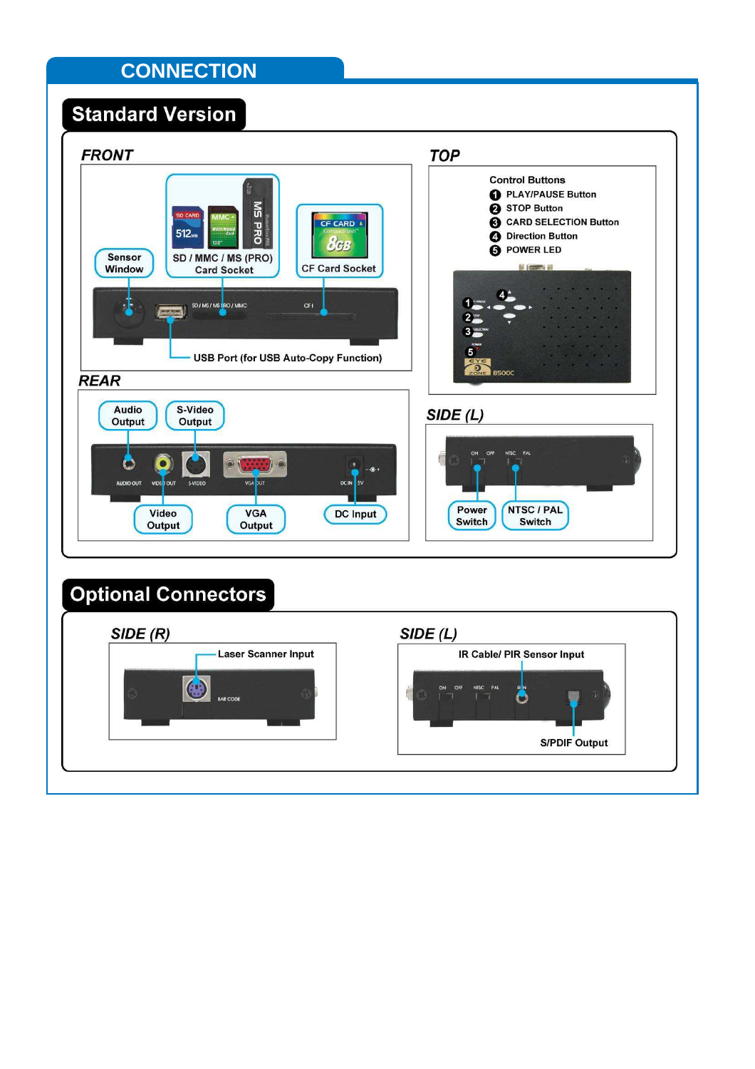# CONNECTION

## Standard Version

### FRONT

- Sensor Window
- SD / MMC / MS (PRO) Card Socket
- CF Card Socket
- USB Port (for USB Auto-Copy Function)

### TOP

Control Buttons

1. PLAY/PAUSE Button
2. STOP Button
3. CARD SELECTION Button
4. Direction Button
5. POWER LED

### REAR

- Audio Output
- S-Video Output
- Video Output
- VGA Output
- DC Input

### SIDE (L)

- Power Switch
- NTSC / PAL Switch

## Optional Connectors

### SIDE (R)

- Laser Scanner Input

### SIDE (L)

- IR Cable/ PIR Sensor Input
- S/PDIF Output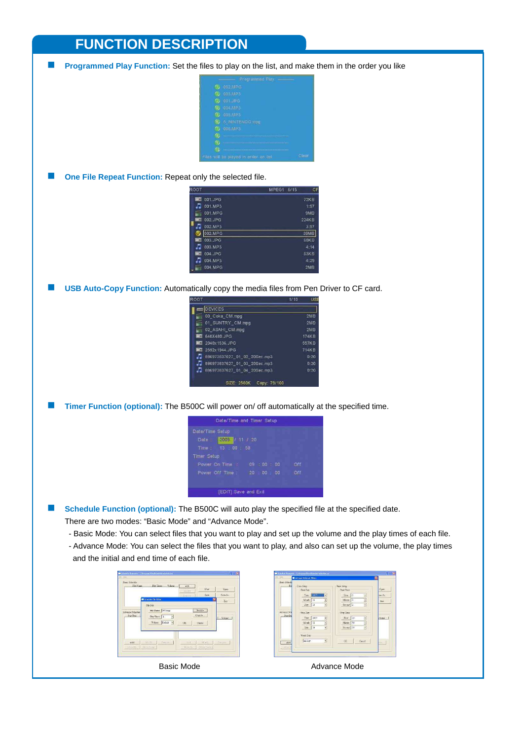# FUNCTION DESCRIPTION

- **Programmed Play Function:** Set the files to play on the list, and make them in the order you like

- **One File Repeat Function:** Repeat only the selected file.

- **USB Auto-Copy Function:** Automatically copy the media files from Pen Driver to CF card.

- **Timer Function (optional):** The B500C will power on/ off automatically at the specified time.

- **Schedule Function (optional):** The B500C will auto play the specified file at the specified date.
  There are two modes: "Basic Mode" and "Advance Mode".
  - Basic Mode: You can select files that you want to play and set up the volume and the play times of each file.
  - Advance Mode: You can select the files that you want to play, and also can set up the volume, the play times and the initial and end time of each file.

Basic Mode

Advance Mode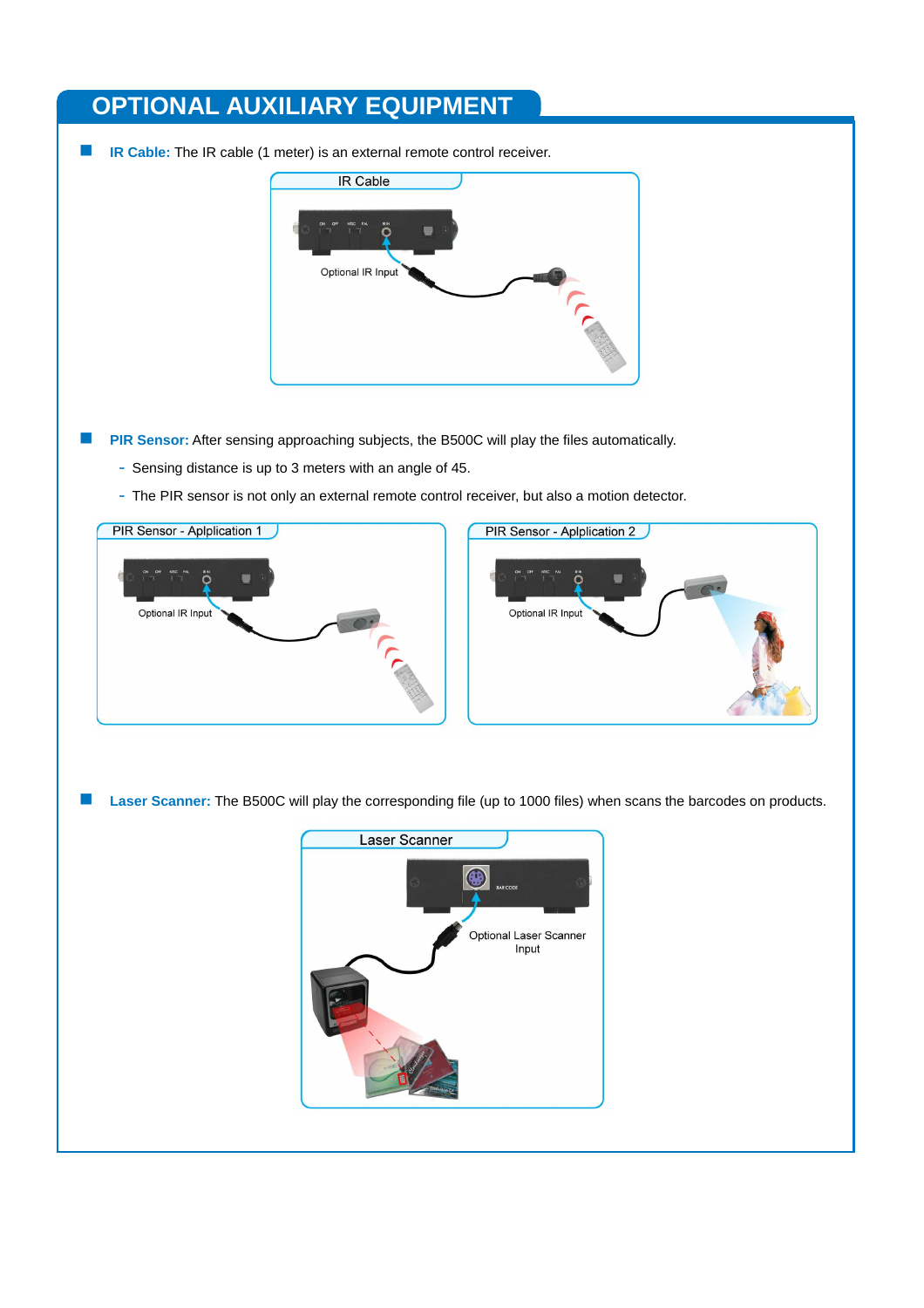# OPTIONAL AUXILIARY EQUIPMENT

- **IR Cable:** The IR cable (1 meter) is an external remote control receiver.

IR Cable

Optional IR Input

- **PIR Sensor:** After sensing approaching subjects, the B500C will play the files automatically.
  - Sensing distance is up to 3 meters with an angle of 45.
  - The PIR sensor is not only an external remote control receiver, but also a motion detector.

PIR Sensor - Aplplication 1

Optional IR Input

PIR Sensor - Aplplication 2

Optional IR Input

- **Laser Scanner:** The B500C will play the corresponding file (up to 1000 files) when scans the barcodes on products.

Laser Scanner

Optional Laser Scanner Input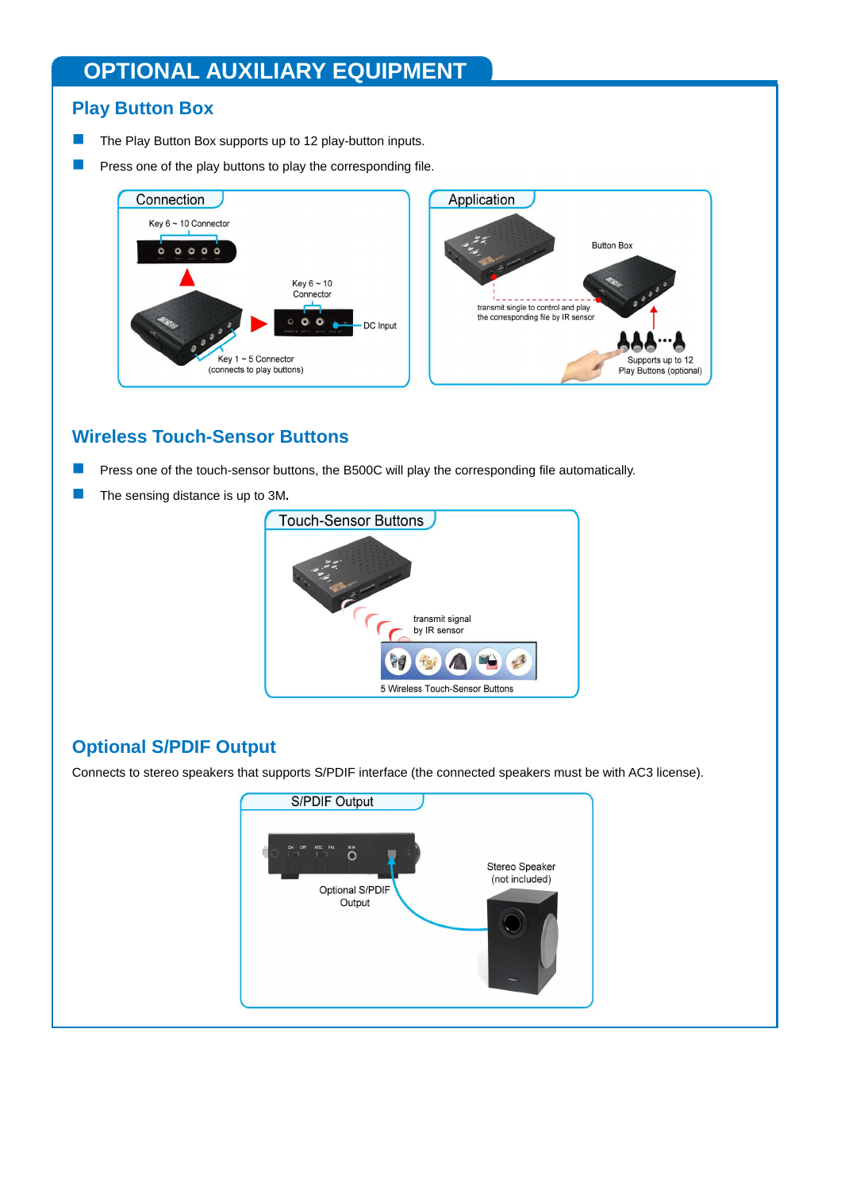# OPTIONAL AUXILIARY EQUIPMENT

## Play Button Box

- The Play Button Box supports up to 12 play-button inputs.
- Press one of the play buttons to play the corresponding file.

Connection

Key 6 ~ 10 Connector

Key 6 ~ 10 Connector

DC Input

Key 1 ~ 5 Connector
(connects to play buttons)

Application

Button Box

transmit single to control and play the corresponding file by IR sensor

Supports up to 12 Play Buttons (optional)

## Wireless Touch-Sensor Buttons

- Press one of the touch-sensor buttons, the B500C will play the corresponding file automatically.
- The sensing distance is up to 3M.

Touch-Sensor Buttons

transmit signal by IR sensor

5 Wireless Touch-Sensor Buttons

## Optional S/PDIF Output

Connects to stereo speakers that supports S/PDIF interface (the connected speakers must be with AC3 license).

S/PDIF Output

Optional S/PDIF Output

Stereo Speaker
(not included)